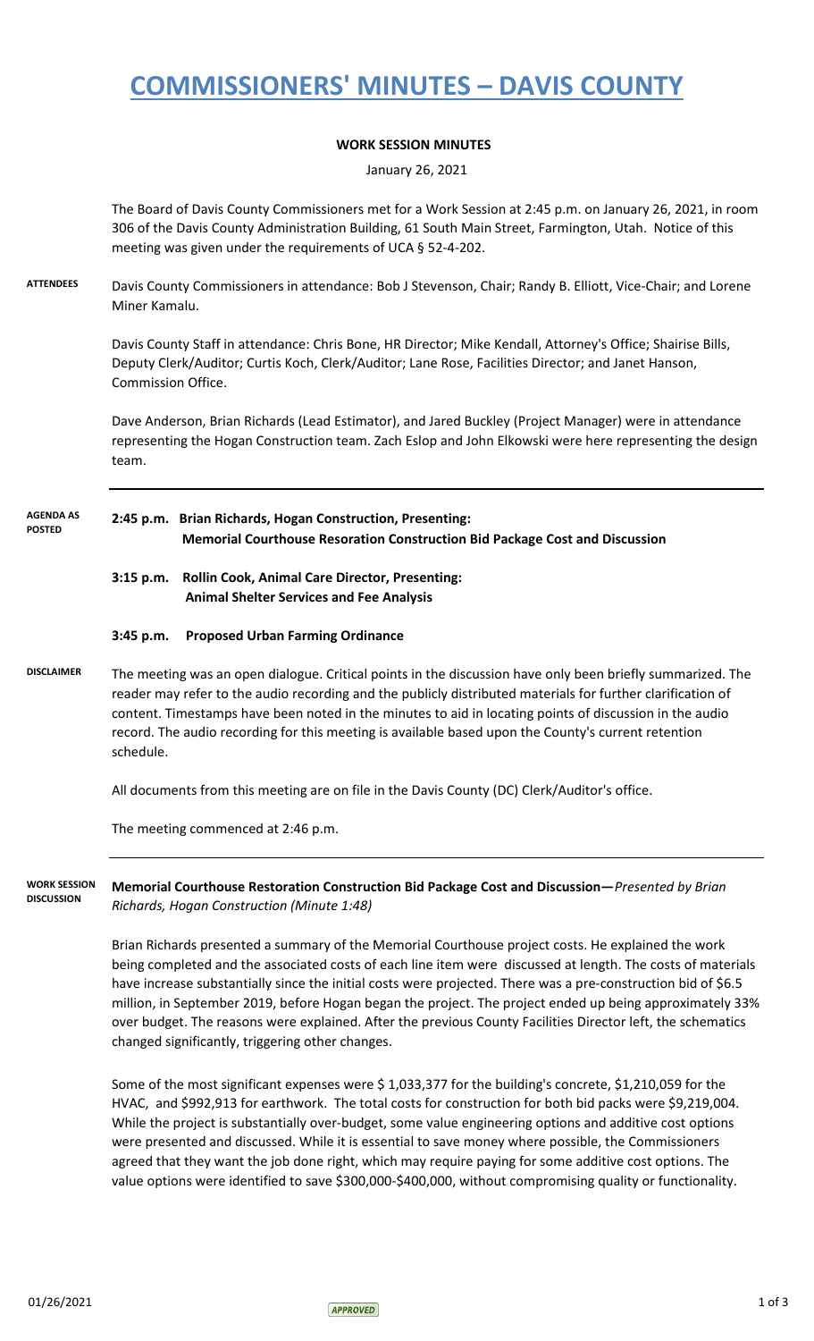# COMMISSIONERS' MINUTES – DAVIS COUNTY

**WORK SESSION MINUTES**

January 26, 2021

The Board of Davis County Commissioners met for a Work Session at 2:45 p.m. on January 26, 2021, in room 306 of the Davis County Administration Building, 61 South Main Street, Farmington, Utah. Notice of this meeting was given under the requirements of UCA § 52-4-202.

**ATTENDEES**

Davis County Commissioners in attendance: Bob J Stevenson, Chair; Randy B. Elliott, Vice-Chair; and Lorene Miner Kamalu.

Davis County Staff in attendance: Chris Bone, HR Director; Mike Kendall, Attorney's Office; Shairise Bills, Deputy Clerk/Auditor; Curtis Koch, Clerk/Auditor; Lane Rose, Facilities Director; and Janet Hanson, Commission Office.

Dave Anderson, Brian Richards (Lead Estimator), and Jared Buckley (Project Manager) were in attendance representing the Hogan Construction team. Zach Eslop and John Elkowski were here representing the design team.

**AGENDA AS POSTED**

**2:45 p.m. Brian Richards, Hogan Construction, Presenting:**
**Memorial Courthouse Resoration Construction Bid Package Cost and Discussion**

**3:15 p.m. Rollin Cook, Animal Care Director, Presenting:**
**Animal Shelter Services and Fee Analysis**

**3:45 p.m. Proposed Urban Farming Ordinance**

**DISCLAIMER**

The meeting was an open dialogue. Critical points in the discussion have only been briefly summarized. The reader may refer to the audio recording and the publicly distributed materials for further clarification of content. Timestamps have been noted in the minutes to aid in locating points of discussion in the audio record. The audio recording for this meeting is available based upon the County's current retention schedule.

All documents from this meeting are on file in the Davis County (DC) Clerk/Auditor's office.

The meeting commenced at 2:46 p.m.

**WORK SESSION DISCUSSION**

**Memorial Courthouse Restoration Construction Bid Package Cost and Discussion—***Presented by Brian Richards, Hogan Construction (Minute 1:48)*

Brian Richards presented a summary of the Memorial Courthouse project costs. He explained the work being completed and the associated costs of each line item were discussed at length. The costs of materials have increase substantially since the initial costs were projected. There was a pre-construction bid of $6.5 million, in September 2019, before Hogan began the project. The project ended up being approximately 33% over budget. The reasons were explained. After the previous County Facilities Director left, the schematics changed significantly, triggering other changes.

Some of the most significant expenses were $ 1,033,377 for the building's concrete, $1,210,059 for the HVAC, and $992,913 for earthwork. The total costs for construction for both bid packs were $9,219,004. While the project is substantially over-budget, some value engineering options and additive cost options were presented and discussed. While it is essential to save money where possible, the Commissioners agreed that they want the job done right, which may require paying for some additive cost options. The value options were identified to save $300,000-$400,000, without compromising quality or functionality.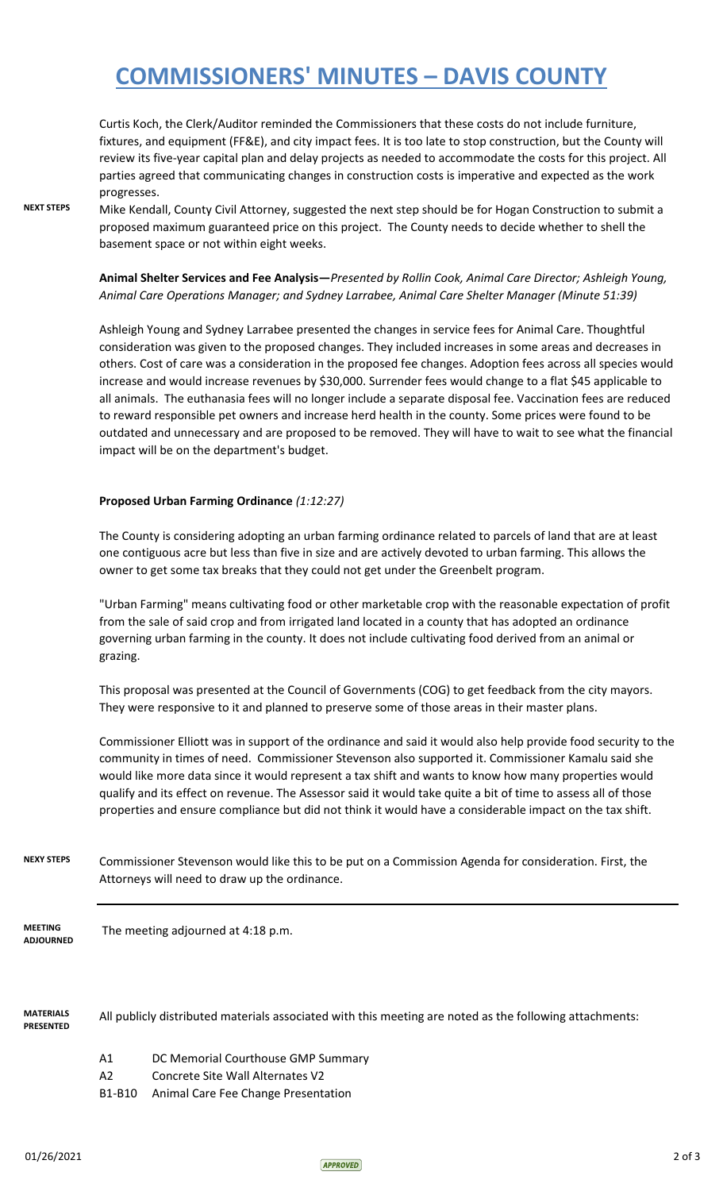# COMMISSIONERS' MINUTES – DAVIS COUNTY

Curtis Koch, the Clerk/Auditor reminded the Commissioners that these costs do not include furniture, fixtures, and equipment (FF&E), and city impact fees. It is too late to stop construction, but the County will review its five-year capital plan and delay projects as needed to accommodate the costs for this project. All parties agreed that communicating changes in construction costs is imperative and expected as the work progresses.

**NEXT STEPS** Mike Kendall, County Civil Attorney, suggested the next step should be for Hogan Construction to submit a proposed maximum guaranteed price on this project. The County needs to decide whether to shell the basement space or not within eight weeks.

**Animal Shelter Services and Fee Analysis—***Presented by Rollin Cook, Animal Care Director; Ashleigh Young, Animal Care Operations Manager; and Sydney Larrabee, Animal Care Shelter Manager (Minute 51:39)*

Ashleigh Young and Sydney Larrabee presented the changes in service fees for Animal Care. Thoughtful consideration was given to the proposed changes. They included increases in some areas and decreases in others. Cost of care was a consideration in the proposed fee changes. Adoption fees across all species would increase and would increase revenues by $30,000. Surrender fees would change to a flat $45 applicable to all animals. The euthanasia fees will no longer include a separate disposal fee. Vaccination fees are reduced to reward responsible pet owners and increase herd health in the county. Some prices were found to be outdated and unnecessary and are proposed to be removed. They will have to wait to see what the financial impact will be on the department's budget.

**Proposed Urban Farming Ordinance** *(1:12:27)*

The County is considering adopting an urban farming ordinance related to parcels of land that are at least one contiguous acre but less than five in size and are actively devoted to urban farming. This allows the owner to get some tax breaks that they could not get under the Greenbelt program.

"Urban Farming" means cultivating food or other marketable crop with the reasonable expectation of profit from the sale of said crop and from irrigated land located in a county that has adopted an ordinance governing urban farming in the county. It does not include cultivating food derived from an animal or grazing.

This proposal was presented at the Council of Governments (COG) to get feedback from the city mayors. They were responsive to it and planned to preserve some of those areas in their master plans.

Commissioner Elliott was in support of the ordinance and said it would also help provide food security to the community in times of need. Commissioner Stevenson also supported it. Commissioner Kamalu said she would like more data since it would represent a tax shift and wants to know how many properties would qualify and its effect on revenue. The Assessor said it would take quite a bit of time to assess all of those properties and ensure compliance but did not think it would have a considerable impact on the tax shift.

**NEXY STEPS** Commissioner Stevenson would like this to be put on a Commission Agenda for consideration. First, the Attorneys will need to draw up the ordinance.

---

**MEETING ADJOURNED** The meeting adjourned at 4:18 p.m.

**MATERIALS PRESENTED** All publicly distributed materials associated with this meeting are noted as the following attachments:

- A1 DC Memorial Courthouse GMP Summary
- A2 Concrete Site Wall Alternates V2
- B1-B10 Animal Care Fee Change Presentation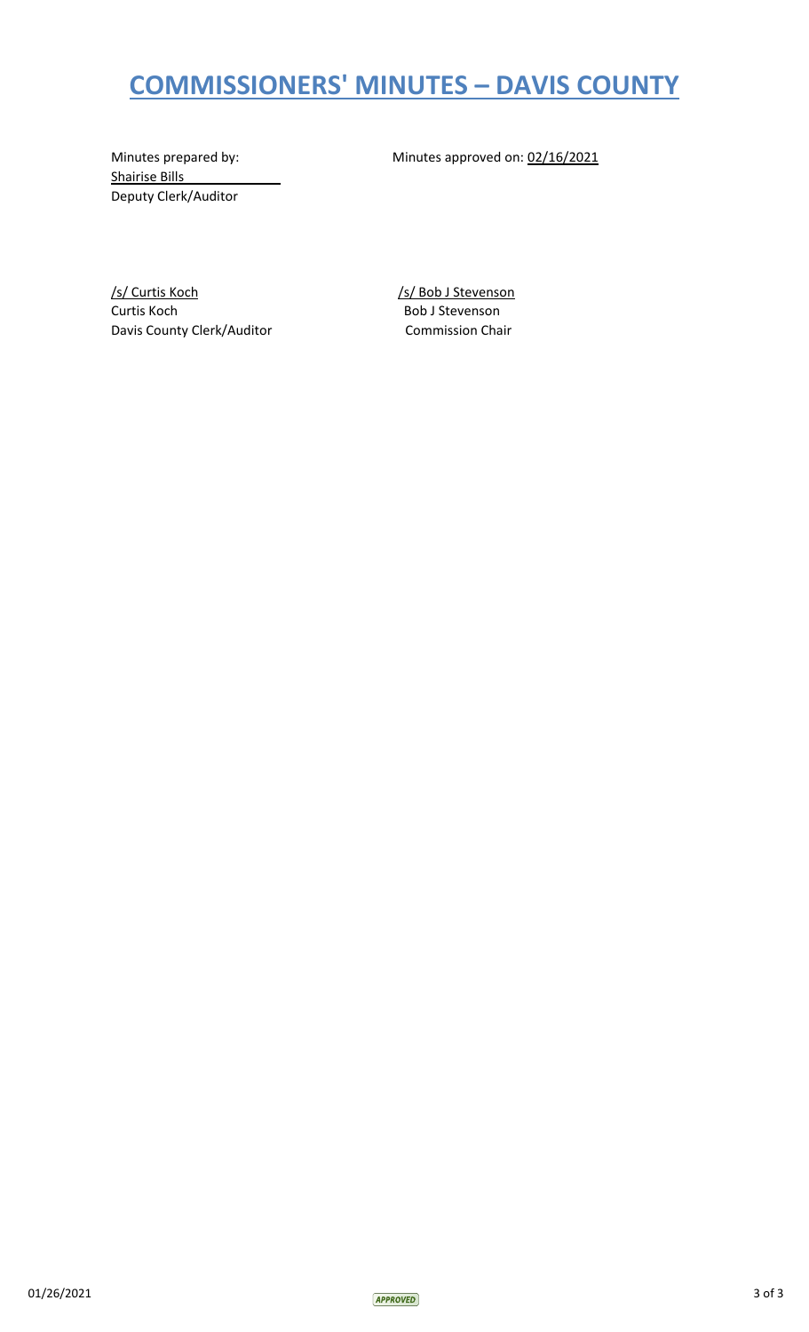# COMMISSIONERS' MINUTES – DAVIS COUNTY

Minutes prepared by:
Shairise Bills
Deputy Clerk/Auditor

Minutes approved on: 02/16/2021

/s/ Curtis Koch
Curtis Koch
Davis County Clerk/Auditor

/s/ Bob J Stevenson
Bob J Stevenson
Commission Chair